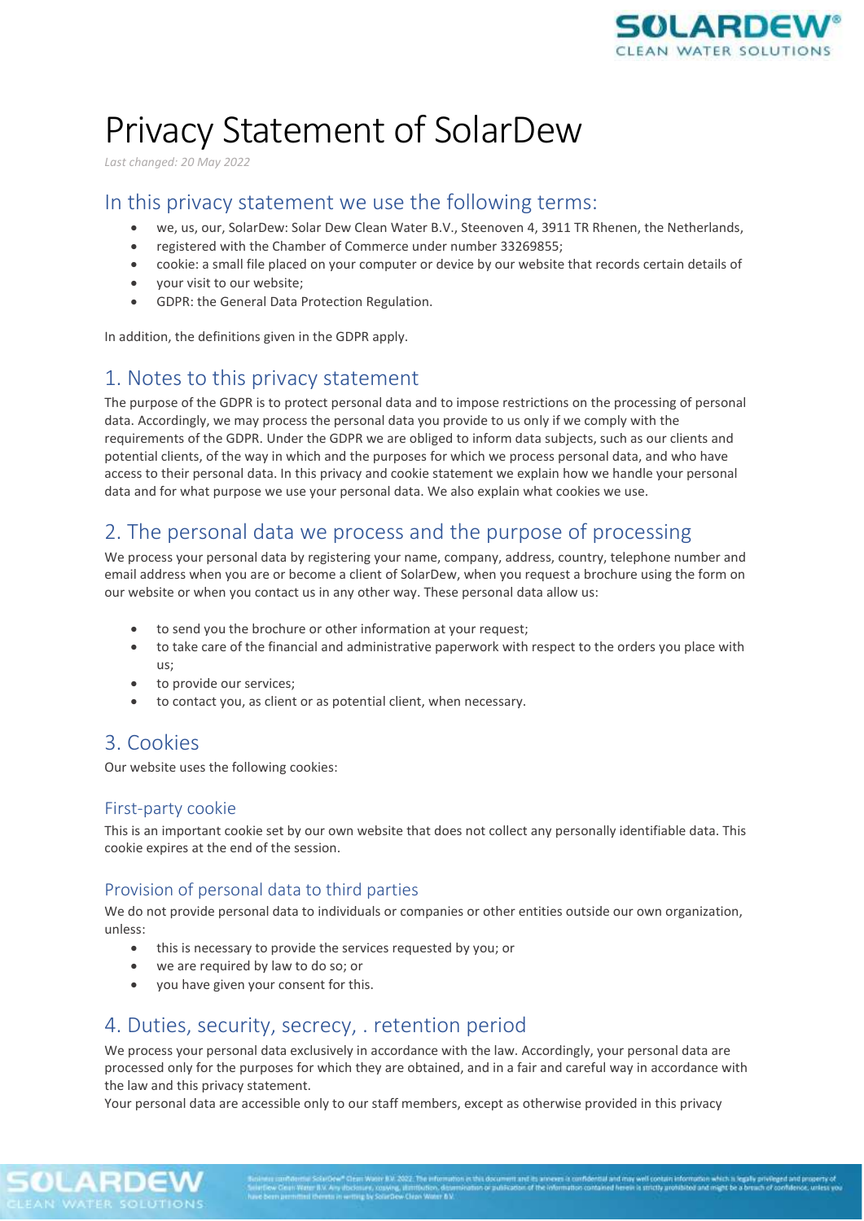# Privacy Statement of SolarDew

*Last changed: 20 May 2022*

## In this privacy statement we use the following terms:

- we, us, our, SolarDew: Solar Dew Clean Water B.V., Steenoven 4, 3911 TR Rhenen, the Netherlands,
- registered with the Chamber of Commerce under number 33269855;
- cookie: a small file placed on your computer or device by our website that records certain details of
- your visit to our website;
- GDPR: the General Data Protection Regulation.

In addition, the definitions given in the GDPR apply.

## 1. Notes to this privacy statement

The purpose of the GDPR is to protect personal data and to impose restrictions on the processing of personal data. Accordingly, we may process the personal data you provide to us only if we comply with the requirements of the GDPR. Under the GDPR we are obliged to inform data subjects, such as our clients and potential clients, of the way in which and the purposes for which we process personal data, and who have access to their personal data. In this privacy and cookie statement we explain how we handle your personal data and for what purpose we use your personal data. We also explain what cookies we use.

## 2. The personal data we process and the purpose of processing

We process your personal data by registering your name, company, address, country, telephone number and email address when you are or become a client of SolarDew, when you request a brochure using the form on our website or when you contact us in any other way. These personal data allow us:

- to send you the brochure or other information at your request;
- to take care of the financial and administrative paperwork with respect to the orders you place with us;
- to provide our services;
- to contact you, as client or as potential client, when necessary.

## 3. Cookies

Our website uses the following cookies:

### First-party cookie

This is an important cookie set by our own website that does not collect any personally identifiable data. This cookie expires at the end of the session.

### Provision of personal data to third parties

We do not provide personal data to individuals or companies or other entities outside our own organization, unless:

- this is necessary to provide the services requested by you; or
- we are required by law to do so; or
- you have given your consent for this.

## 4. Duties, security, secrecy, . retention period

We process your personal data exclusively in accordance with the law. Accordingly, your personal data are processed only for the purposes for which they are obtained, and in a fair and careful way in accordance with the law and this privacy statement.

Your personal data are accessible only to our staff members, except as otherwise provided in this privacy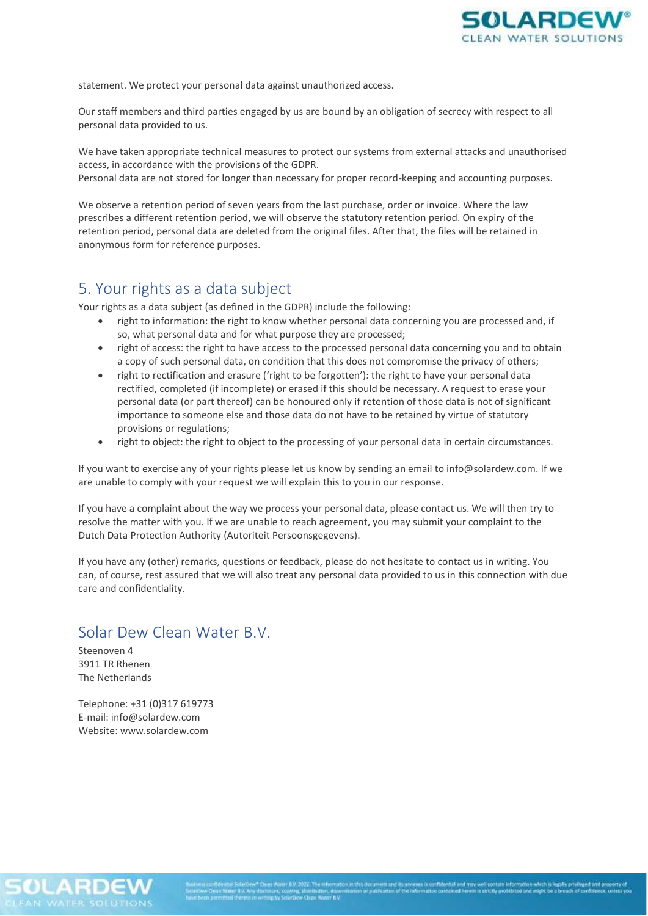statement. We protect your personal data against unauthorized access.

Our staff members and third parties engaged by us are bound by an obligation of secrecy with respect to all personal data provided to us.

We have taken appropriate technical measures to protect our systems from external attacks and unauthorised access, in accordance with the provisions of the GDPR.
Personal data are not stored for longer than necessary for proper record-keeping and accounting purposes.

We observe a retention period of seven years from the last purchase, order or invoice. Where the law prescribes a different retention period, we will observe the statutory retention period. On expiry of the retention period, personal data are deleted from the original files. After that, the files will be retained in anonymous form for reference purposes.

## 5. Your rights as a data subject

Your rights as a data subject (as defined in the GDPR) include the following:

- right to information: the right to know whether personal data concerning you are processed and, if so, what personal data and for what purpose they are processed;
- right of access: the right to have access to the processed personal data concerning you and to obtain a copy of such personal data, on condition that this does not compromise the privacy of others;
- right to rectification and erasure ('right to be forgotten'): the right to have your personal data rectified, completed (if incomplete) or erased if this should be necessary. A request to erase your personal data (or part thereof) can be honoured only if retention of those data is not of significant importance to someone else and those data do not have to be retained by virtue of statutory provisions or regulations;
- right to object: the right to object to the processing of your personal data in certain circumstances.

If you want to exercise any of your rights please let us know by sending an email to info@solardew.com. If we are unable to comply with your request we will explain this to you in our response.

If you have a complaint about the way we process your personal data, please contact us. We will then try to resolve the matter with you. If we are unable to reach agreement, you may submit your complaint to the Dutch Data Protection Authority (Autoriteit Persoonsgegevens).

If you have any (other) remarks, questions or feedback, please do not hesitate to contact us in writing. You can, of course, rest assured that we will also treat any personal data provided to us in this connection with due care and confidentiality.

## Solar Dew Clean Water B.V.

Steenoven 4
3911 TR Rhenen
The Netherlands

Telephone: +31 (0)317 619773
E-mail: info@solardew.com
Website: www.solardew.com